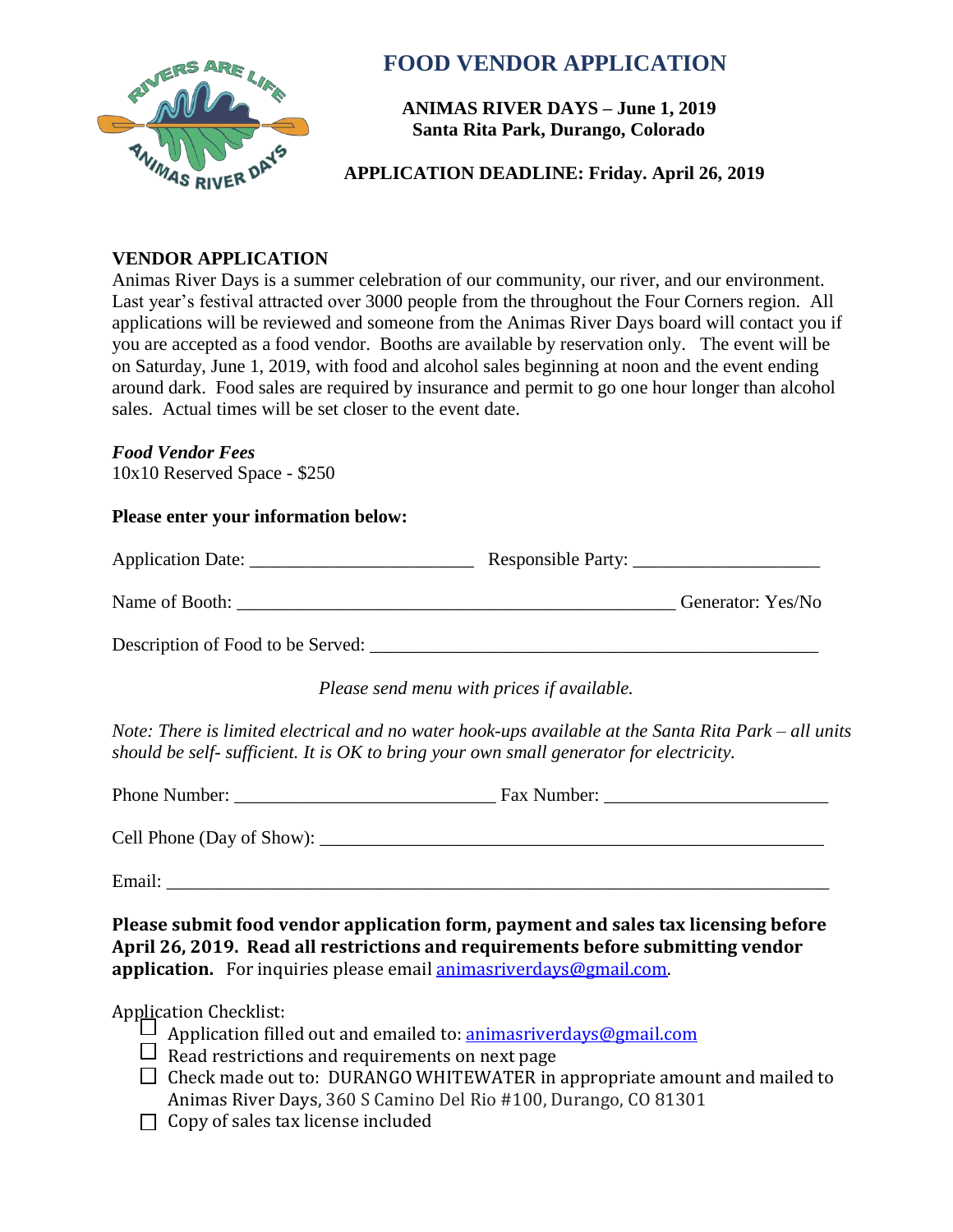# FOOD VENDOR APPLICATION

**ANIMAS RIVER DAYS – June 1, 2019**
**Santa Rita Park, Durango, Colorado**

**APPLICATION DEADLINE: Friday. April 26, 2019**

## VENDOR APPLICATION

Animas River Days is a summer celebration of our community, our river, and our environment. Last year's festival attracted over 3000 people from the throughout the Four Corners region. All applications will be reviewed and someone from the Animas River Days board will contact you if you are accepted as a food vendor. Booths are available by reservation only. The event will be on Saturday, June 1, 2019, with food and alcohol sales beginning at noon and the event ending around dark. Food sales are required by insurance and permit to go one hour longer than alcohol sales. Actual times will be set closer to the event date.

***Food Vendor Fees***
10x10 Reserved Space - $250

**Please enter your information below:**

Application Date: ________________________ Responsible Party: ____________________

Name of Booth: ________________________________________________ Generator: Yes/No

Description of Food to be Served: ________________________________________________

*Please send menu with prices if available.*

*Note: There is limited electrical and no water hook-ups available at the Santa Rita Park – all units should be self- sufficient. It is OK to bring your own small generator for electricity.*

Phone Number: ____________________________ Fax Number: ________________________

Cell Phone (Day of Show): _______________________________________________________

Email: _______________________________________________________________________

**Please submit food vendor application form, payment and sales tax licensing before April 26, 2019. Read all restrictions and requirements before submitting vendor application.** For inquiries please email animasriverdays@gmail.com.

Application Checklist:

- ☐ Application filled out and emailed to: animasriverdays@gmail.com
- ☐ Read restrictions and requirements on next page
- ☐ Check made out to: DURANGO WHITEWATER in appropriate amount and mailed to Animas River Days, 360 S Camino Del Rio #100, Durango, CO 81301
- ☐ Copy of sales tax license included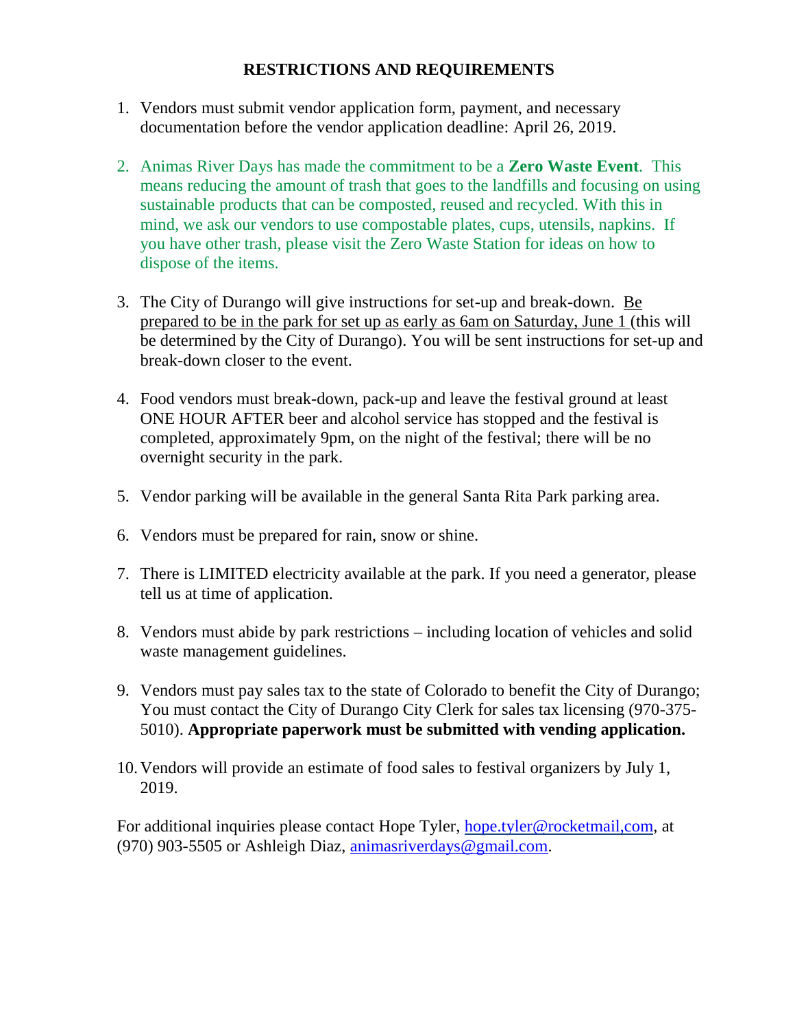# RESTRICTIONS AND REQUIREMENTS

1. Vendors must submit vendor application form, payment, and necessary documentation before the vendor application deadline: April 26, 2019.

2. Animas River Days has made the commitment to be a **Zero Waste Event**. This means reducing the amount of trash that goes to the landfills and focusing on using sustainable products that can be composted, reused and recycled. With this in mind, we ask our vendors to use compostable plates, cups, utensils, napkins. If you have other trash, please visit the Zero Waste Station for ideas on how to dispose of the items.

3. The City of Durango will give instructions for set-up and break-down. Be prepared to be in the park for set up as early as 6am on Saturday, June 1 (this will be determined by the City of Durango). You will be sent instructions for set-up and break-down closer to the event.

4. Food vendors must break-down, pack-up and leave the festival ground at least ONE HOUR AFTER beer and alcohol service has stopped and the festival is completed, approximately 9pm, on the night of the festival; there will be no overnight security in the park.

5. Vendor parking will be available in the general Santa Rita Park parking area.

6. Vendors must be prepared for rain, snow or shine.

7. There is LIMITED electricity available at the park. If you need a generator, please tell us at time of application.

8. Vendors must abide by park restrictions – including location of vehicles and solid waste management guidelines.

9. Vendors must pay sales tax to the state of Colorado to benefit the City of Durango; You must contact the City of Durango City Clerk for sales tax licensing (970-375-5010). **Appropriate paperwork must be submitted with vending application.**

10. Vendors will provide an estimate of food sales to festival organizers by July 1, 2019.

For additional inquiries please contact Hope Tyler, hope.tyler@rocketmail,com, at (970) 903-5505 or Ashleigh Diaz, animasriverdays@gmail.com.